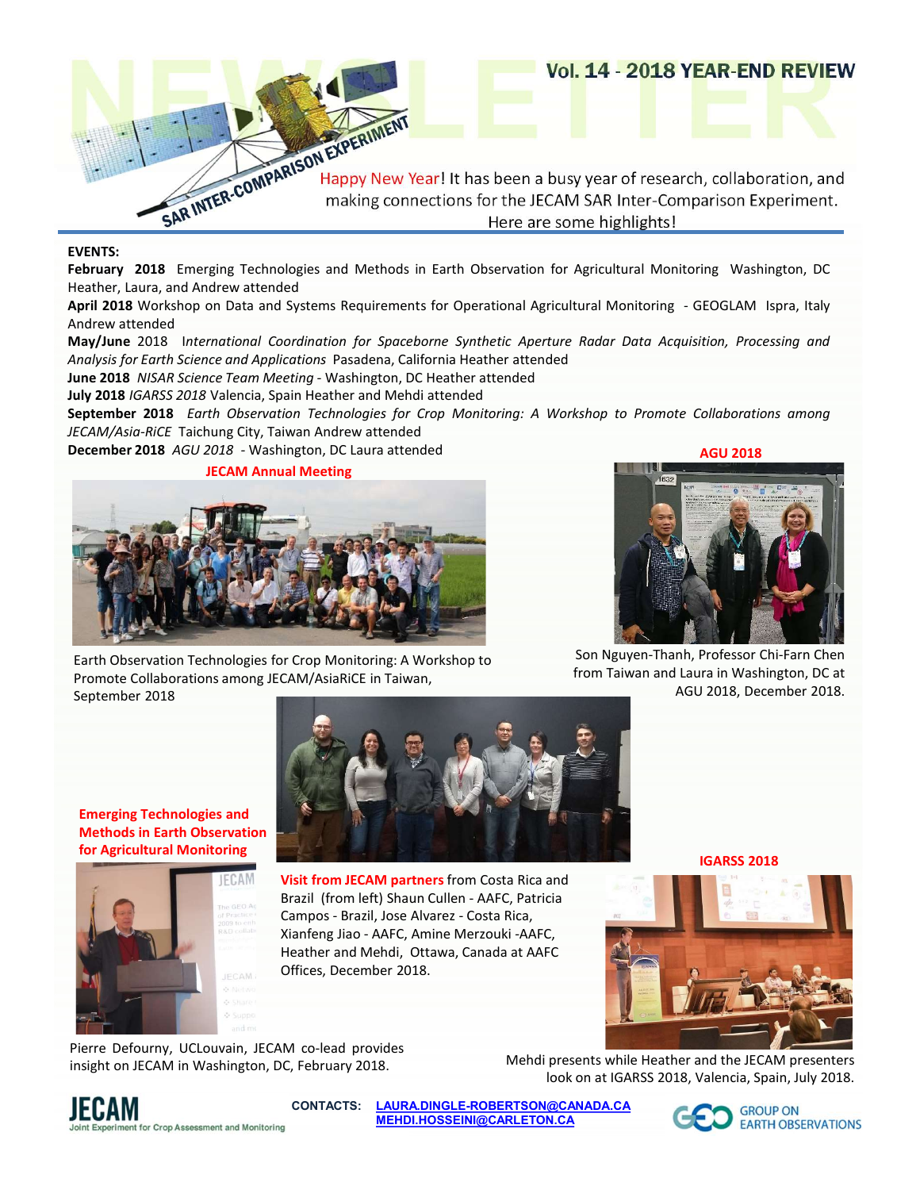# Vol. 14 - 2018 YEAR-END REVIEW

SAR INTER-COMPARISON EXPERIMENT

Happy New Year! It has been a busy year of research, collaboration, and making connections for the JECAM SAR Inter-Comparison Experiment. Here are some highlights!

**EVENTS:**

**February 2018** Emerging Technologies and Methods in Earth Observation for Agricultural Monitoring Washington, DC Heather, Laura, and Andrew attended

**April 2018** Workshop on Data and Systems Requirements for Operational Agricultural Monitoring - GEOGLAM Ispra, Italy Andrew attended

**May/June** 2018 *International Coordination for Spaceborne Synthetic Aperture Radar Data Acquisition, Processing and Analysis for Earth Science and Applications* Pasadena, California Heather attended

**June 2018** *NISAR Science Team Meeting* - Washington, DC Heather attended

**July 2018** *IGARSS 2018* Valencia, Spain Heather and Mehdi attended

**September 2018** *Earth Observation Technologies for Crop Monitoring: A Workshop to Promote Collaborations among JECAM/Asia-RiCE* Taichung City, Taiwan Andrew attended

**December 2018** *AGU 2018* - Washington, DC Laura attended

**JECAM Annual Meeting**

Earth Observation Technologies for Crop Monitoring: A Workshop to Promote Collaborations among JECAM/AsiaRiCE in Taiwan, September 2018

**AGU 2018**

Son Nguyen-Thanh, Professor Chi-Farn Chen from Taiwan and Laura in Washington, DC at AGU 2018, December 2018.

**Emerging Technologies and Methods in Earth Observation for Agricultural Monitoring**

**Visit from JECAM partners** from Costa Rica and Brazil (from left) Shaun Cullen - AAFC, Patricia Campos - Brazil, Jose Alvarez - Costa Rica, Xianfeng Jiao - AAFC, Amine Merzouki -AAFC, Heather and Mehdi, Ottawa, Canada at AAFC Offices, December 2018.

**IGARSS 2018**

Pierre Defourny, UCLouvain, JECAM co-lead provides insight on JECAM in Washington, DC, February 2018.

Mehdi presents while Heather and the JECAM presenters look on at IGARSS 2018, Valencia, Spain, July 2018.

JECAM Joint Experiment for Crop Assessment and Monitoring

CONTACTS: LAURA.DINGLE-ROBERTSON@CANADA.CA MEHDI.HOSSEINI@CARLETON.CA

GROUP ON EARTH OBSERVATIONS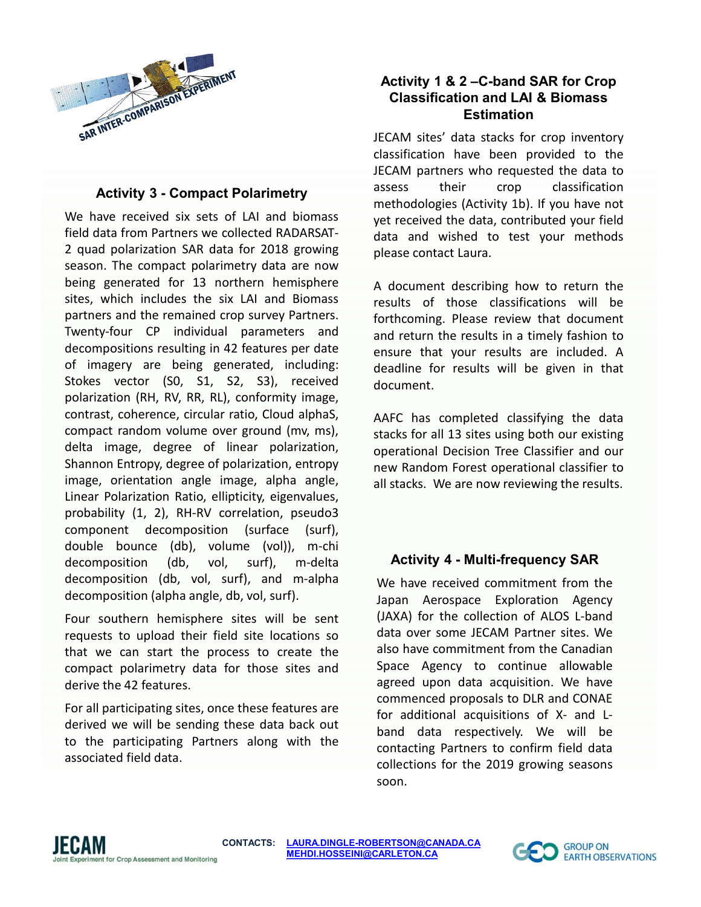## Activity 3 - Compact Polarimetry

We have received six sets of LAI and biomass field data from Partners we collected RADARSAT-2 quad polarization SAR data for 2018 growing season. The compact polarimetry data are now being generated for 13 northern hemisphere sites, which includes the six LAI and Biomass partners and the remained crop survey Partners. Twenty-four CP individual parameters and decompositions resulting in 42 features per date of imagery are being generated, including: Stokes vector (S0, S1, S2, S3), received polarization (RH, RV, RR, RL), conformity image, contrast, coherence, circular ratio, Cloud alphaS, compact random volume over ground (mv, ms), delta image, degree of linear polarization, Shannon Entropy, degree of polarization, entropy image, orientation angle image, alpha angle, Linear Polarization Ratio, ellipticity, eigenvalues, probability (1, 2), RH-RV correlation, pseudo3 component decomposition (surface (surf), double bounce (db), volume (vol)), m-chi decomposition (db, vol, surf), m-delta decomposition (db, vol, surf), and m-alpha decomposition (alpha angle, db, vol, surf).

Four southern hemisphere sites will be sent requests to upload their field site locations so that we can start the process to create the compact polarimetry data for those sites and derive the 42 features.

For all participating sites, once these features are derived we will be sending these data back out to the participating Partners along with the associated field data.

## Activity 1 & 2 –C-band SAR for Crop Classification and LAI & Biomass Estimation

JECAM sites' data stacks for crop inventory classification have been provided to the JECAM partners who requested the data to assess their crop classification methodologies (Activity 1b). If you have not yet received the data, contributed your field data and wished to test your methods please contact Laura.

A document describing how to return the results of those classifications will be forthcoming. Please review that document and return the results in a timely fashion to ensure that your results are included. A deadline for results will be given in that document.

AAFC has completed classifying the data stacks for all 13 sites using both our existing operational Decision Tree Classifier and our new Random Forest operational classifier to all stacks. We are now reviewing the results.

## Activity 4 - Multi-frequency SAR

We have received commitment from the Japan Aerospace Exploration Agency (JAXA) for the collection of ALOS L-band data over some JECAM Partner sites. We also have commitment from the Canadian Space Agency to continue allowable agreed upon data acquisition. We have commenced proposals to DLR and CONAE for additional acquisitions of X- and L-band data respectively. We will be contacting Partners to confirm field data collections for the 2019 growing seasons soon.

**CONTACTS:** LAURA.DINGLE-ROBERTSON@CANADA.CA
MEHDI.HOSSEINI@CARLETON.CA